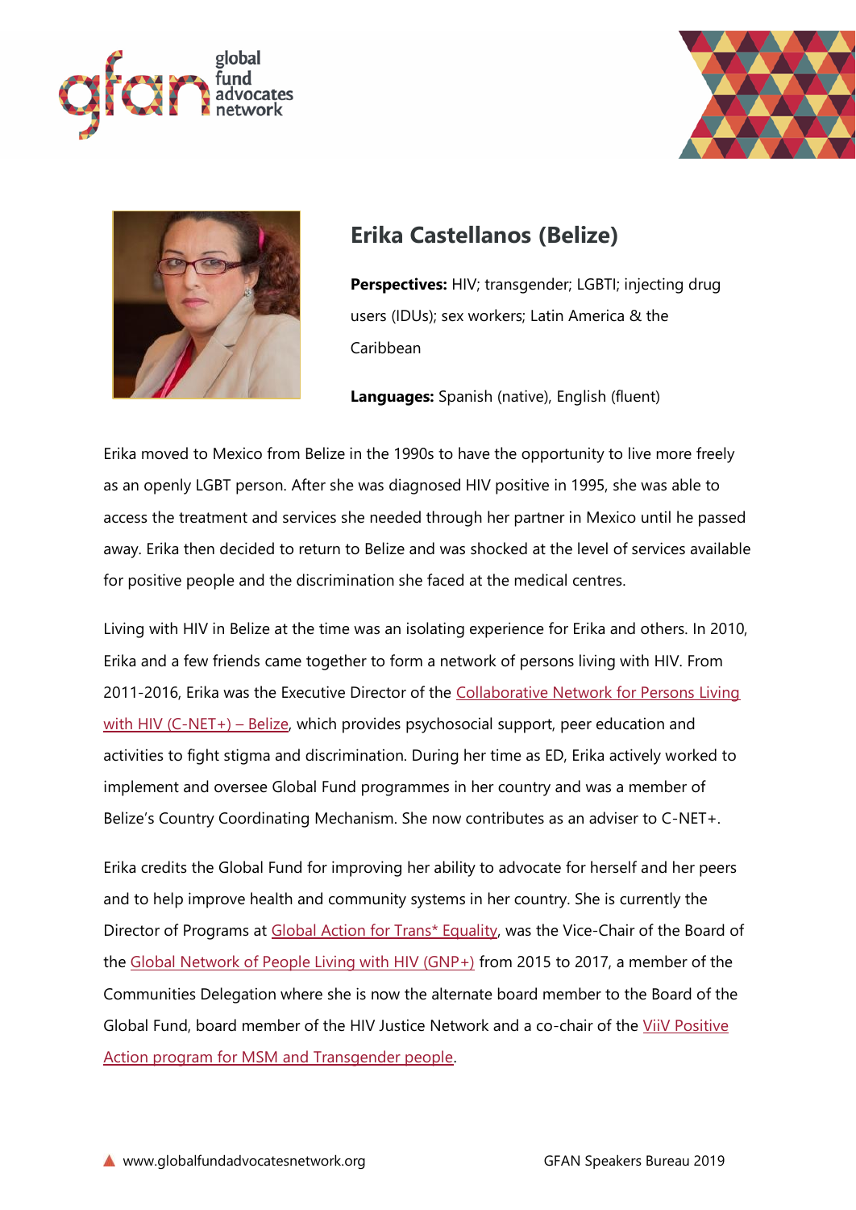# Erika Castellanos (Belize)

**Perspectives:** HIV; transgender; LGBTI; injecting drug users (IDUs); sex workers; Latin America & the Caribbean

**Languages:** Spanish (native), English (fluent)

Erika moved to Mexico from Belize in the 1990s to have the opportunity to live more freely as an openly LGBT person. After she was diagnosed HIV positive in 1995, she was able to access the treatment and services she needed through her partner in Mexico until he passed away. Erika then decided to return to Belize and was shocked at the level of services available for positive people and the discrimination she faced at the medical centres.

Living with HIV in Belize at the time was an isolating experience for Erika and others. In 2010, Erika and a few friends came together to form a network of persons living with HIV. From 2011-2016, Erika was the Executive Director of the Collaborative Network for Persons Living with HIV (C-NET+) – Belize, which provides psychosocial support, peer education and activities to fight stigma and discrimination. During her time as ED, Erika actively worked to implement and oversee Global Fund programmes in her country and was a member of Belize's Country Coordinating Mechanism. She now contributes as an adviser to C-NET+.

Erika credits the Global Fund for improving her ability to advocate for herself and her peers and to help improve health and community systems in her country. She is currently the Director of Programs at Global Action for Trans* Equality, was the Vice-Chair of the Board of the Global Network of People Living with HIV (GNP+) from 2015 to 2017, a member of the Communities Delegation where she is now the alternate board member to the Board of the Global Fund, board member of the HIV Justice Network and a co-chair of the ViiV Positive Action program for MSM and Transgender people.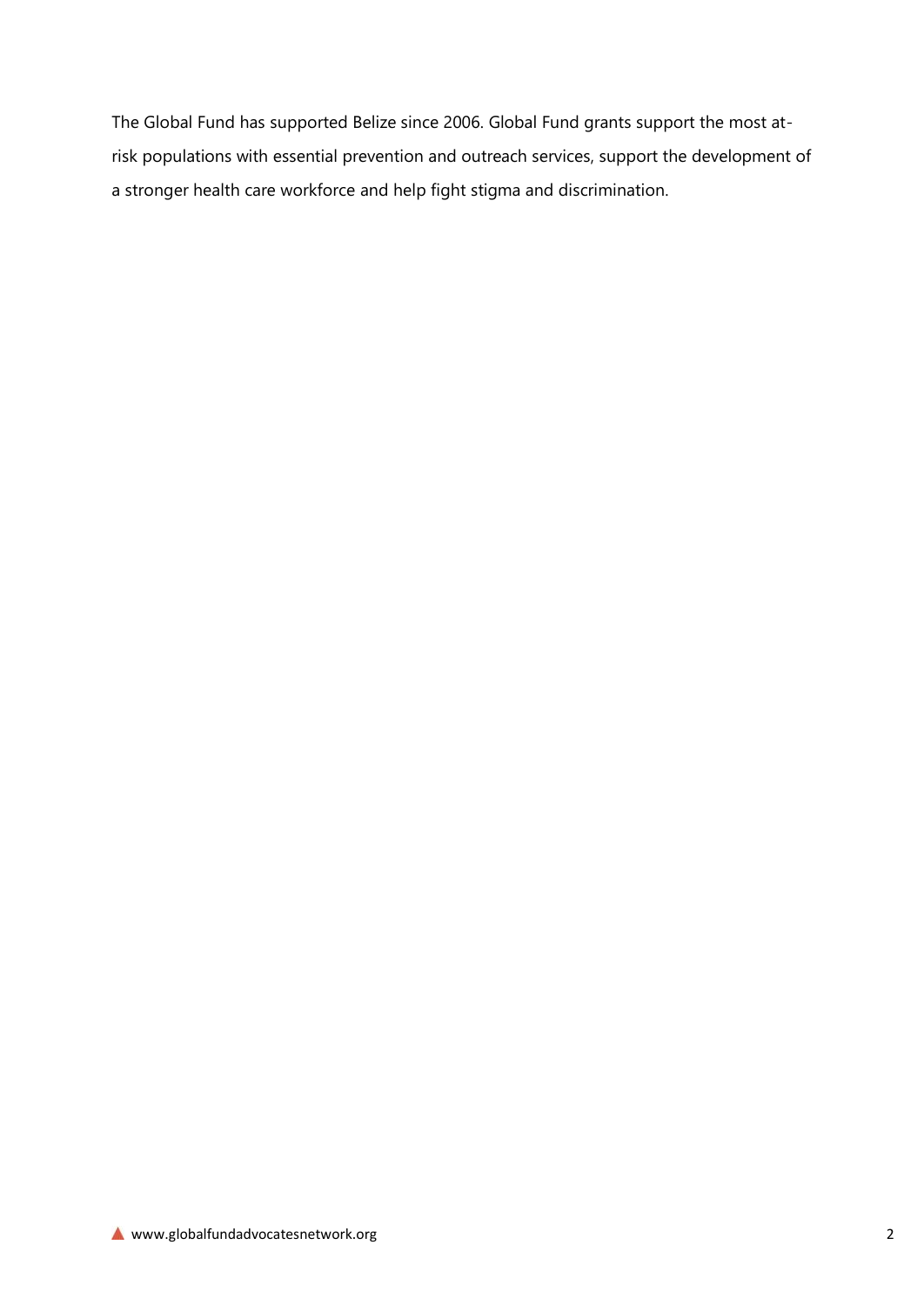The Global Fund has supported Belize since 2006. Global Fund grants support the most at-risk populations with essential prevention and outreach services, support the development of a stronger health care workforce and help fight stigma and discrimination.